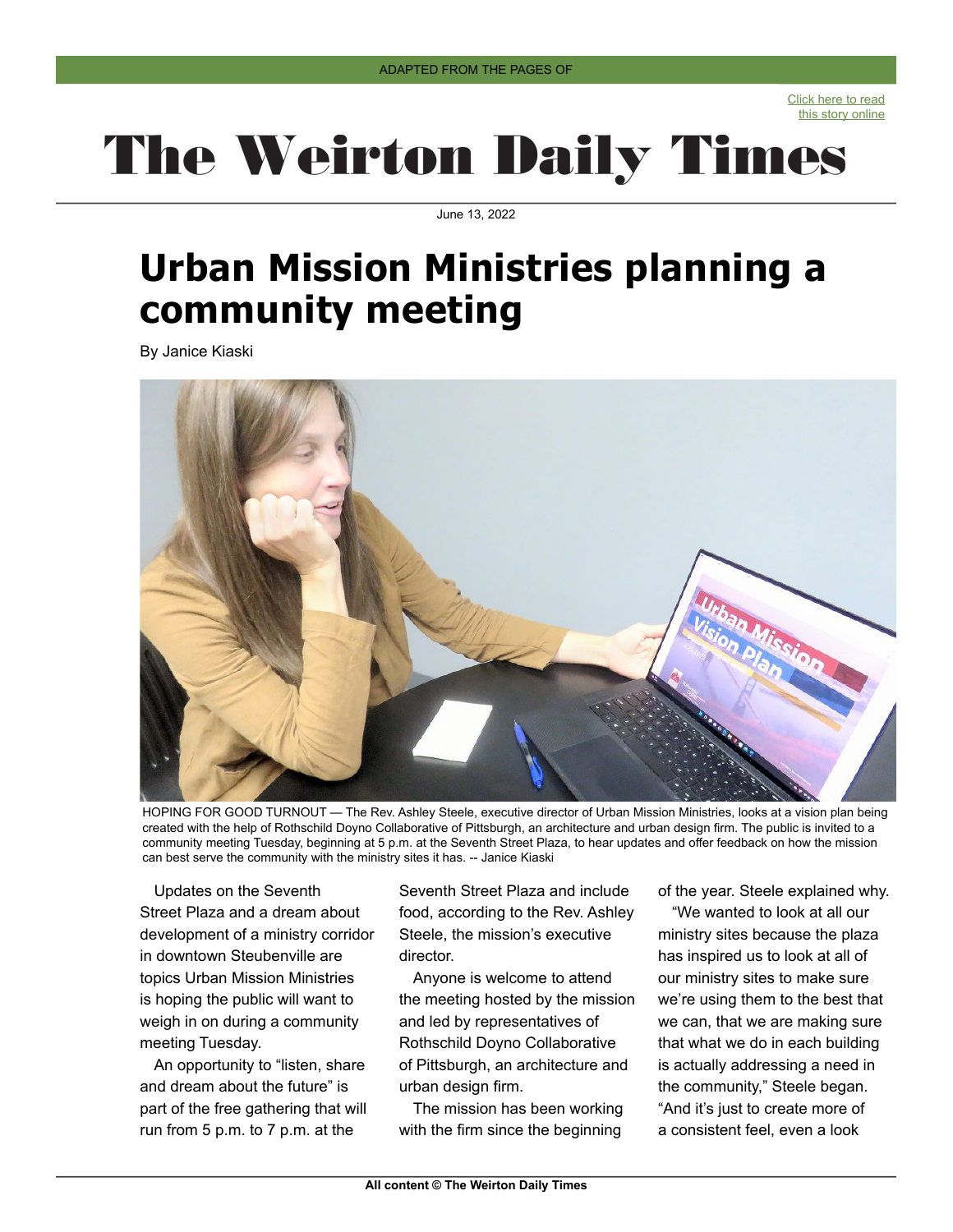ADAPTED FROM THE PAGES OF

Click here to read this story online

# The Weirton Daily Times

June 13, 2022

## Urban Mission Ministries planning a community meeting

By Janice Kiaski

HOPING FOR GOOD TURNOUT — The Rev. Ashley Steele, executive director of Urban Mission Ministries, looks at a vision plan being created with the help of Rothschild Doyno Collaborative of Pittsburgh, an architecture and urban design firm. The public is invited to a community meeting Tuesday, beginning at 5 p.m. at the Seventh Street Plaza, to hear updates and offer feedback on how the mission can best serve the community with the ministry sites it has. -- Janice Kiaski

Updates on the Seventh Street Plaza and a dream about development of a ministry corridor in downtown Steubenville are topics Urban Mission Ministries is hoping the public will want to weigh in on during a community meeting Tuesday.

An opportunity to "listen, share and dream about the future" is part of the free gathering that will run from 5 p.m. to 7 p.m. at the Seventh Street Plaza and include food, according to the Rev. Ashley Steele, the mission's executive director.

Anyone is welcome to attend the meeting hosted by the mission and led by representatives of Rothschild Doyno Collaborative of Pittsburgh, an architecture and urban design firm.

The mission has been working with the firm since the beginning of the year. Steele explained why.

"We wanted to look at all our ministry sites because the plaza has inspired us to look at all of our ministry sites to make sure we're using them to the best that we can, that we are making sure that what we do in each building is actually addressing a need in the community," Steele began. "And it's just to create more of a consistent feel, even a look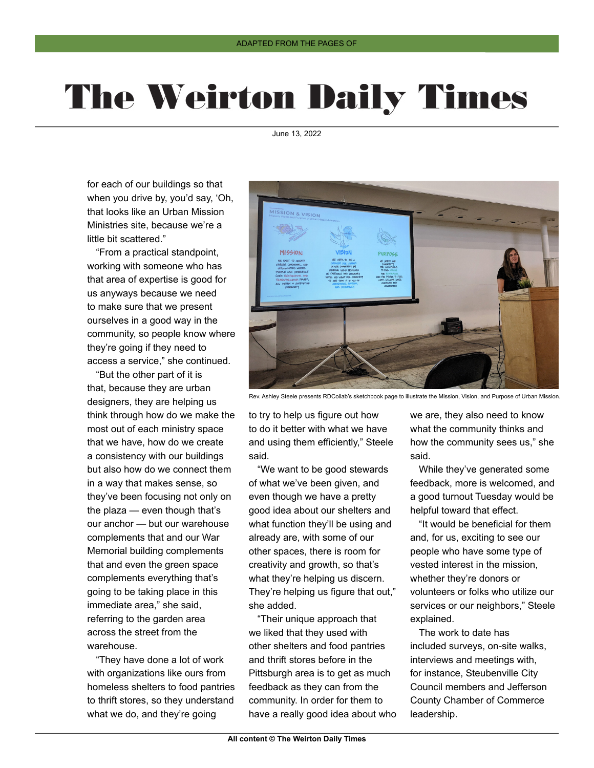for each of our buildings so that when you drive by, you'd say, 'Oh, that looks like an Urban Mission Ministries site, because we're a little bit scattered."

"From a practical standpoint, working with someone who has that area of expertise is good for us anyways because we need to make sure that we present ourselves in a good way in the community, so people know where they're going if they need to access a service," she continued.

"But the other part of it is that, because they are urban designers, they are helping us think through how do we make the most out of each ministry space that we have, how do we create a consistency with our buildings but also how do we connect them in a way that makes sense, so they've been focusing not only on the plaza — even though that's our anchor — but our warehouse complements that and our War Memorial building complements that and even the green space complements everything that's going to be taking place in this immediate area," she said, referring to the garden area across the street from the warehouse.

"They have done a lot of work with organizations like ours from homeless shelters to food pantries to thrift stores, so they understand what we do, and they're going to try to help us figure out how to do it better with what we have and using them efficiently," Steele said.

Rev. Ashley Steele presents RDCollab's sketchbook page to illustrate the Mission, Vision, and Purpose of Urban Mission.

"We want to be good stewards of what we've been given, and even though we have a pretty good idea about our shelters and what function they'll be using and already are, with some of our other spaces, there is room for creativity and growth, so that's what they're helping us discern. They're helping us figure that out," she added.

"Their unique approach that we liked that they used with other shelters and food pantries and thrift stores before in the Pittsburgh area is to get as much feedback as they can from the community. In order for them to have a really good idea about who we are, they also need to know what the community thinks and how the community sees us," she said.

While they've generated some feedback, more is welcomed, and a good turnout Tuesday would be helpful toward that effect.

"It would be beneficial for them and, for us, exciting to see our people who have some type of vested interest in the mission, whether they're donors or volunteers or folks who utilize our services or our neighbors," Steele explained.

The work to date has included surveys, on-site walks, interviews and meetings with, for instance, Steubenville City Council members and Jefferson County Chamber of Commerce leadership.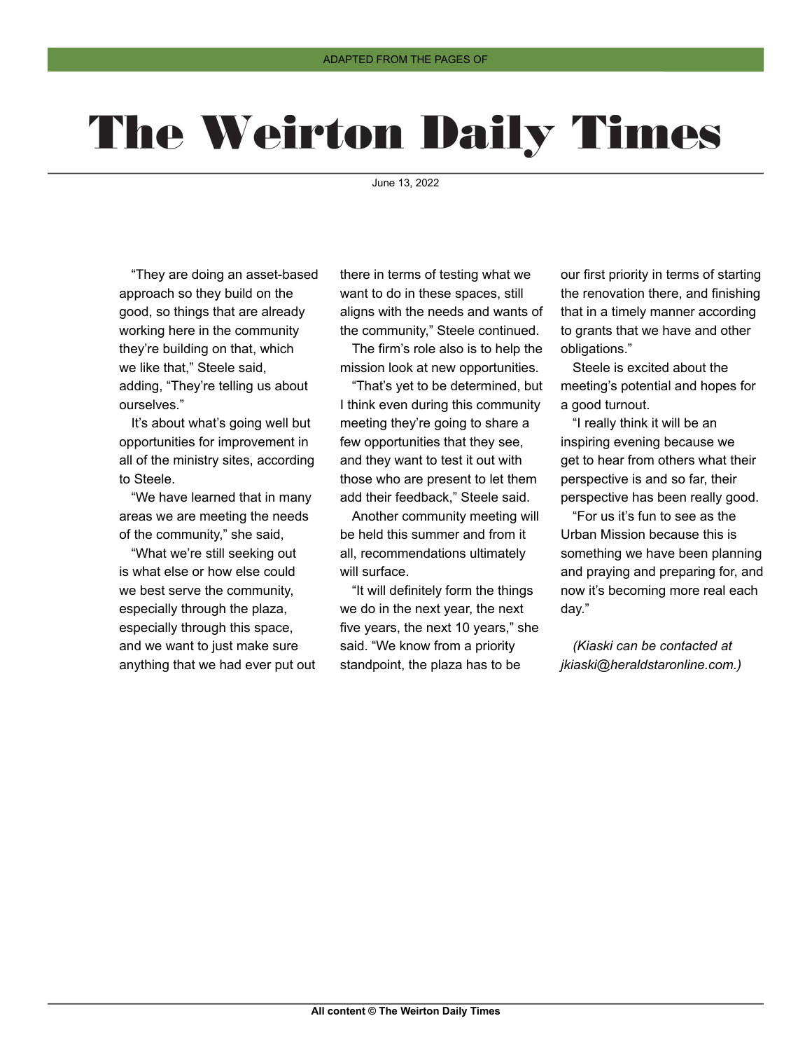"They are doing an asset-based approach so they build on the good, so things that are already working here in the community they're building on that, which we like that," Steele said, adding, "They're telling us about ourselves."

It's about what's going well but opportunities for improvement in all of the ministry sites, according to Steele.

"We have learned that in many areas we are meeting the needs of the community," she said,

"What we're still seeking out is what else or how else could we best serve the community, especially through the plaza, especially through this space, and we want to just make sure anything that we had ever put out there in terms of testing what we want to do in these spaces, still aligns with the needs and wants of the community," Steele continued.

The firm's role also is to help the mission look at new opportunities.

"That's yet to be determined, but I think even during this community meeting they're going to share a few opportunities that they see, and they want to test it out with those who are present to let them add their feedback," Steele said.

Another community meeting will be held this summer and from it all, recommendations ultimately will surface.

"It will definitely form the things we do in the next year, the next five years, the next 10 years," she said. "We know from a priority standpoint, the plaza has to be our first priority in terms of starting the renovation there, and finishing that in a timely manner according to grants that we have and other obligations."

Steele is excited about the meeting's potential and hopes for a good turnout.

"I really think it will be an inspiring evening because we get to hear from others what their perspective is and so far, their perspective has been really good.

"For us it's fun to see as the Urban Mission because this is something we have been planning and praying and preparing for, and now it's becoming more real each day."

*(Kiaski can be contacted at jkiaski@heraldstaronline.com.)*